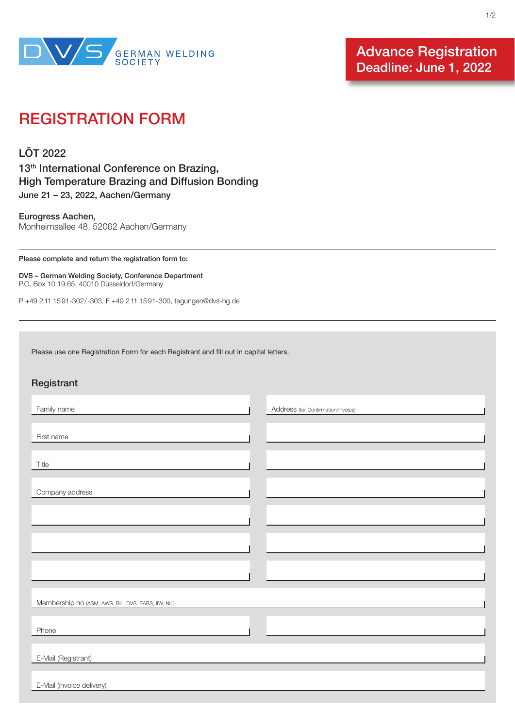DVS GERMAN WELDING SOCIETY

**Advance Registration Deadline: June 1, 2022**

# REGISTRATION FORM

### LÖT 2022

### 13th International Conference on Brazing, High Temperature Brazing and Diffusion Bonding

**June 21 – 23, 2022, Aachen/Germany**

**Eurogress Aachen,**
Monheimsallee 48, 52062 Aachen/Germany

---

**Please complete and return the registration form to:**

**DVS – German Welding Society, Conference Department**
P.O. Box 10 19 65, 40010 Düsseldorf/Germany

P +49 2 11 15 91-302/-303, F +49 2 11 15 91-300, tagungen@dvs-hg.de

---

Please use one Registration Form for each Registrant and fill out in capital letters.

## Registrant

| | |
|---|---|
| Family name | Address (for Confirmation/Invoice) |
| First name | |
| Title | |
| Company address | |
| | |
| | |
| | |

Membership no (ASM, AWS, BIL, DVS, EABS, IIW, NIL)

| | |
|---|---|
| Phone | |

E-Mail (Registrant)

E-Mail (invoice delivery)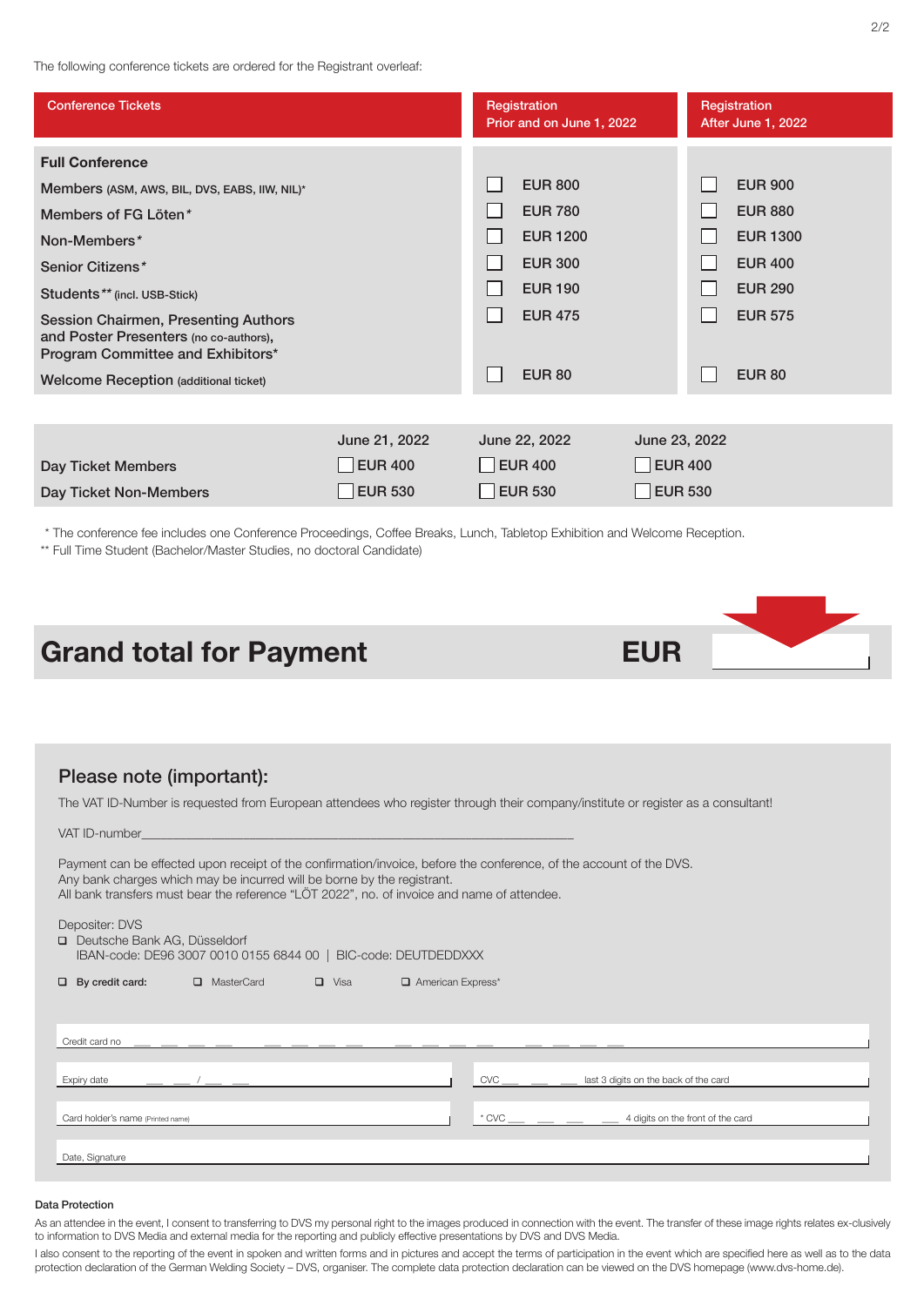The following conference tickets are ordered for the Registrant overleaf:

| Conference Tickets | Registration Prior and on June 1, 2022 | Registration After June 1, 2022 |
|---|---|---|
| **Full Conference** | | |
| Members (ASM, AWS, BIL, DVS, EABS, IIW, NIL)* | ☐ EUR 800 | ☐ EUR 900 |
| Members of FG Löten* | ☐ EUR 780 | ☐ EUR 880 |
| Non-Members* | ☐ EUR 1200 | ☐ EUR 1300 |
| Senior Citizens* | ☐ EUR 300 | ☐ EUR 400 |
| Students** (incl. USB-Stick) | ☐ EUR 190 | ☐ EUR 290 |
| Session Chairmen, Presenting Authors and Poster Presenters (no co-authors), Program Committee and Exhibitors* | ☐ EUR 475 | ☐ EUR 575 |
| Welcome Reception (additional ticket) | ☐ EUR 80 | ☐ EUR 80 |

| | June 21, 2022 | June 22, 2022 | June 23, 2022 |
|---|---|---|---|
| Day Ticket Members | ☐ EUR 400 | ☐ EUR 400 | ☐ EUR 400 |
| Day Ticket Non-Members | ☐ EUR 530 | ☐ EUR 530 | ☐ EUR 530 |

\* The conference fee includes one Conference Proceedings, Coffee Breaks, Lunch, Tabletop Exhibition and Welcome Reception.

** Full Time Student (Bachelor/Master Studies, no doctoral Candidate)

## Grand total for Payment EUR

## Please note (important):

The VAT ID-Number is requested from European attendees who register through their company/institute or register as a consultant!

VAT ID-number_______________________________________________

Payment can be effected upon receipt of the confirmation/invoice, before the conference, of the account of the DVS.
Any bank charges which may be incurred will be borne by the registrant.
All bank transfers must bear the reference "LÖT 2022", no. of invoice and name of attendee.

Depositer: DVS

- ☐ Deutsche Bank AG, Düsseldorf
  IBAN-code: DE96 3007 0010 0155 6844 00 | BIC-code: DEUTDEDDXXX

☐ **By credit card:** ☐ MasterCard ☐ Visa ☐ American Express*

Credit card no __ __ __ __ __ __ __ __ __ __ __ __ __ __ __ __

Expiry date __ __ / __ __

CVC __ __ __ last 3 digits on the back of the card

Card holder's name (Printed name)

* CVC __ __ __ __ 4 digits on the front of the card

Date, Signature

**Data Protection**

As an attendee in the event, I consent to transferring to DVS my personal right to the images produced in connection with the event. The transfer of these image rights relates ex-clusively to information to DVS Media and external media for the reporting and publicly effective presentations by DVS and DVS Media.

I also consent to the reporting of the event in spoken and written forms and in pictures and accept the terms of participation in the event which are specified here as well as to the data protection declaration of the German Welding Society – DVS, organiser. The complete data protection declaration can be viewed on the DVS homepage (www.dvs-home.de).